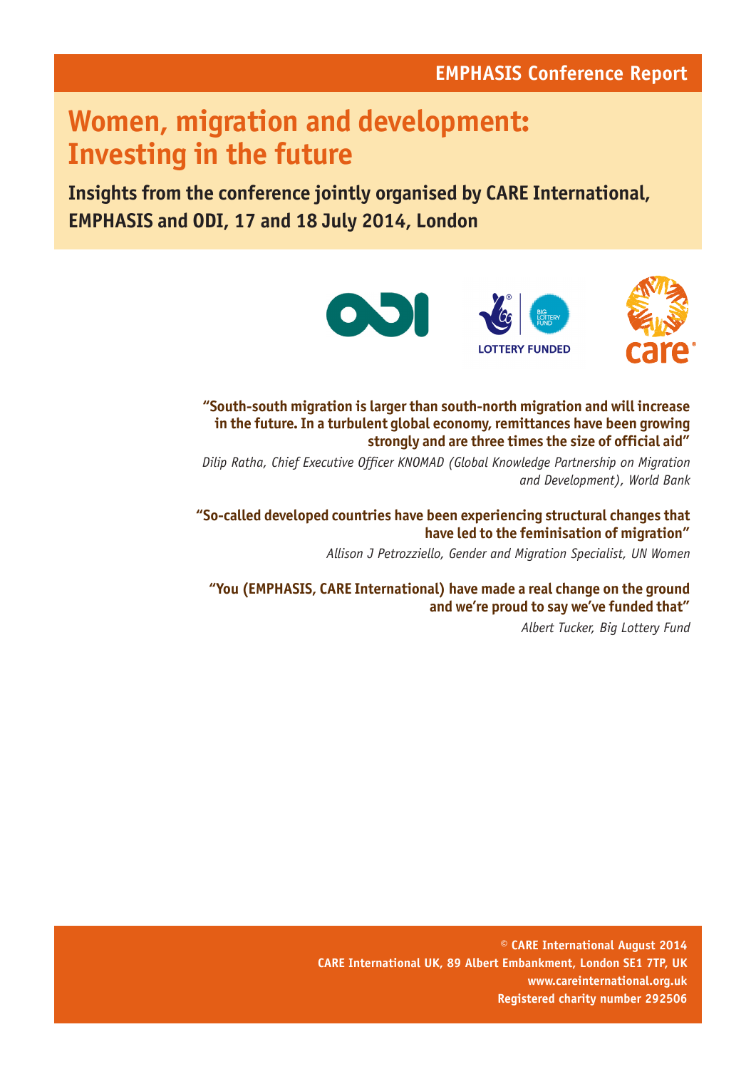EMPHASIS Conference Report

# Women, migration and development: Investing in the future

## Insights from the conference jointly organised by CARE International, EMPHASIS and ODI, 17 and 18 July 2014, London

**"South-south migration is larger than south-north migration and will increase in the future. In a turbulent global economy, remittances have been growing strongly and are three times the size of official aid"**

*Dilip Ratha, Chief Executive Officer KNOMAD (Global Knowledge Partnership on Migration and Development), World Bank*

**"So-called developed countries have been experiencing structural changes that have led to the feminisation of migration"**

*Allison J Petrozziello, Gender and Migration Specialist, UN Women*

**"You (EMPHASIS, CARE International) have made a real change on the ground and we're proud to say we've funded that"**

*Albert Tucker, Big Lottery Fund*

© CARE International August 2014
CARE International UK, 89 Albert Embankment, London SE1 7TP, UK
www.careinternational.org.uk
Registered charity number 292506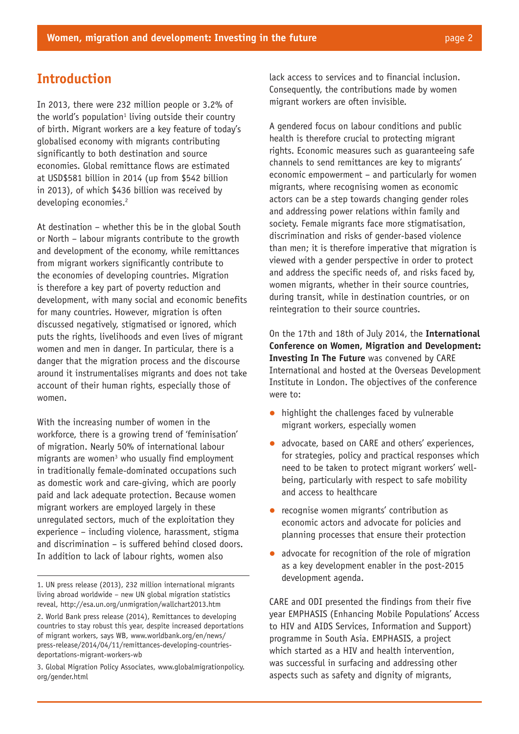## Introduction

In 2013, there were 232 million people or 3.2% of the world's population[1] living outside their country of birth. Migrant workers are a key feature of today's globalised economy with migrants contributing significantly to both destination and source economies. Global remittance flows are estimated at USD$581 billion in 2014 (up from $542 billion in 2013), of which $436 billion was received by developing economies.[2]

At destination – whether this be in the global South or North – labour migrants contribute to the growth and development of the economy, while remittances from migrant workers significantly contribute to the economies of developing countries. Migration is therefore a key part of poverty reduction and development, with many social and economic benefits for many countries. However, migration is often discussed negatively, stigmatised or ignored, which puts the rights, livelihoods and even lives of migrant women and men in danger. In particular, there is a danger that the migration process and the discourse around it instrumentalises migrants and does not take account of their human rights, especially those of women.

With the increasing number of women in the workforce, there is a growing trend of 'feminisation' of migration. Nearly 50% of international labour migrants are women[3] who usually find employment in traditionally female-dominated occupations such as domestic work and care-giving, which are poorly paid and lack adequate protection. Because women migrant workers are employed largely in these unregulated sectors, much of the exploitation they experience – including violence, harassment, stigma and discrimination – is suffered behind closed doors. In addition to lack of labour rights, women also lack access to services and to financial inclusion. Consequently, the contributions made by women migrant workers are often invisible.

A gendered focus on labour conditions and public health is therefore crucial to protecting migrant rights. Economic measures such as guaranteeing safe channels to send remittances are key to migrants' economic empowerment – and particularly for women migrants, where recognising women as economic actors can be a step towards changing gender roles and addressing power relations within family and society. Female migrants face more stigmatisation, discrimination and risks of gender-based violence than men; it is therefore imperative that migration is viewed with a gender perspective in order to protect and address the specific needs of, and risks faced by, women migrants, whether in their source countries, during transit, while in destination countries, or on reintegration to their source countries.

On the 17th and 18th of July 2014, the **International Conference on Women, Migration and Development: Investing In The Future** was convened by CARE International and hosted at the Overseas Development Institute in London. The objectives of the conference were to:

- highlight the challenges faced by vulnerable migrant workers, especially women
- advocate, based on CARE and others' experiences, for strategies, policy and practical responses which need to be taken to protect migrant workers' well-being, particularly with respect to safe mobility and access to healthcare
- recognise women migrants' contribution as economic actors and advocate for policies and planning processes that ensure their protection
- advocate for recognition of the role of migration as a key development enabler in the post-2015 development agenda.

CARE and ODI presented the findings from their five year EMPHASIS (Enhancing Mobile Populations' Access to HIV and AIDS Services, Information and Support) programme in South Asia. EMPHASIS, a project which started as a HIV and health intervention, was successful in surfacing and addressing other aspects such as safety and dignity of migrants,

---

1. UN press release (2013), 232 million international migrants living abroad worldwide – new UN global migration statistics reveal, http://esa.un.org/unmigration/wallchart2013.htm

2. World Bank press release (2014), Remittances to developing countries to stay robust this year, despite increased deportations of migrant workers, says WB, www.worldbank.org/en/news/press-release/2014/04/11/remittances-developing-countries-deportations-migrant-workers-wb

3. Global Migration Policy Associates, www.globalmigrationpolicy.org/gender.html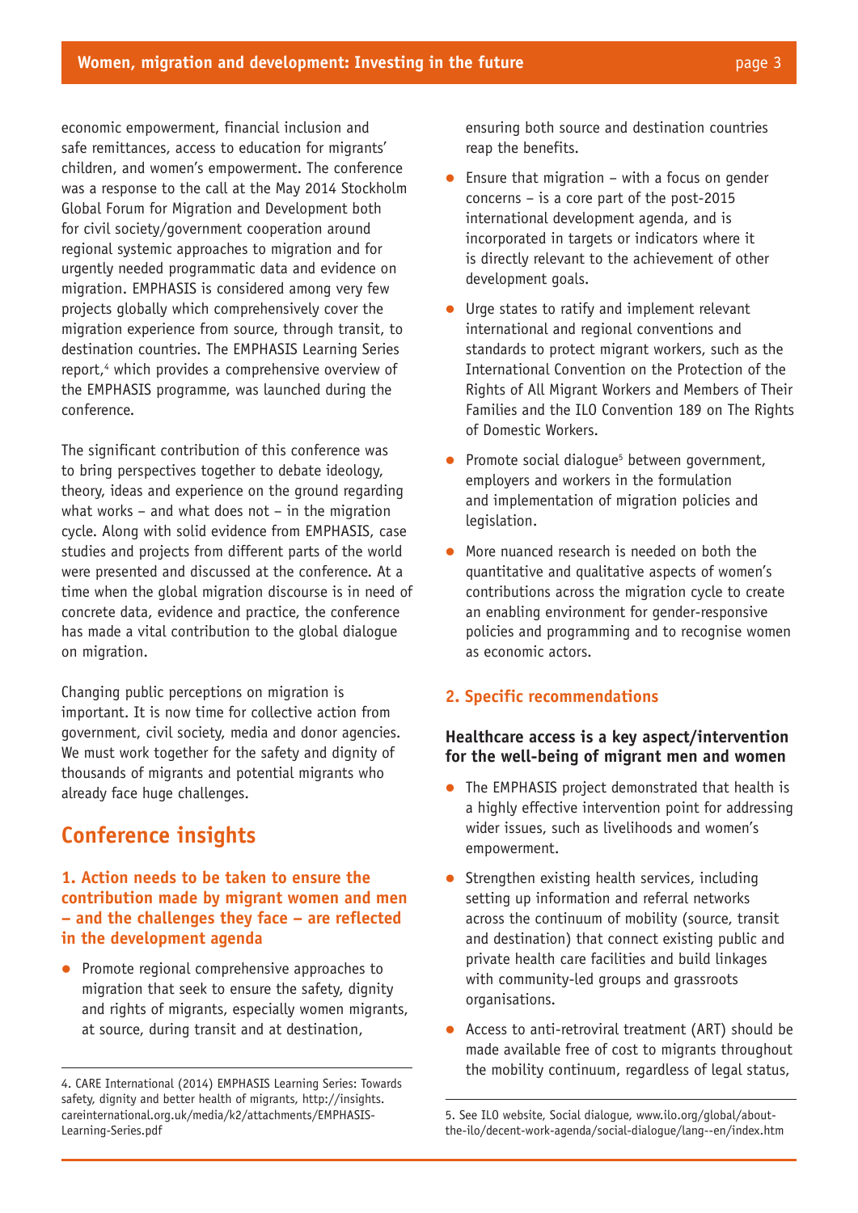economic empowerment, financial inclusion and safe remittances, access to education for migrants' children, and women's empowerment. The conference was a response to the call at the May 2014 Stockholm Global Forum for Migration and Development both for civil society/government cooperation around regional systemic approaches to migration and for urgently needed programmatic data and evidence on migration. EMPHASIS is considered among very few projects globally which comprehensively cover the migration experience from source, through transit, to destination countries. The EMPHASIS Learning Series report,[4] which provides a comprehensive overview of the EMPHASIS programme, was launched during the conference.

The significant contribution of this conference was to bring perspectives together to debate ideology, theory, ideas and experience on the ground regarding what works – and what does not – in the migration cycle. Along with solid evidence from EMPHASIS, case studies and projects from different parts of the world were presented and discussed at the conference. At a time when the global migration discourse is in need of concrete data, evidence and practice, the conference has made a vital contribution to the global dialogue on migration.

Changing public perceptions on migration is important. It is now time for collective action from government, civil society, media and donor agencies. We must work together for the safety and dignity of thousands of migrants and potential migrants who already face huge challenges.

## Conference insights

### 1. Action needs to be taken to ensure the contribution made by migrant women and men – and the challenges they face – are reflected in the development agenda

- Promote regional comprehensive approaches to migration that seek to ensure the safety, dignity and rights of migrants, especially women migrants, at source, during transit and at destination, ensuring both source and destination countries reap the benefits.
- Ensure that migration – with a focus on gender concerns – is a core part of the post-2015 international development agenda, and is incorporated in targets or indicators where it is directly relevant to the achievement of other development goals.
- Urge states to ratify and implement relevant international and regional conventions and standards to protect migrant workers, such as the International Convention on the Protection of the Rights of All Migrant Workers and Members of Their Families and the ILO Convention 189 on The Rights of Domestic Workers.
- Promote social dialogue[5] between government, employers and workers in the formulation and implementation of migration policies and legislation.
- More nuanced research is needed on both the quantitative and qualitative aspects of women's contributions across the migration cycle to create an enabling environment for gender-responsive policies and programming and to recognise women as economic actors.

### 2. Specific recommendations

#### Healthcare access is a key aspect/intervention for the well-being of migrant men and women

- The EMPHASIS project demonstrated that health is a highly effective intervention point for addressing wider issues, such as livelihoods and women's empowerment.
- Strengthen existing health services, including setting up information and referral networks across the continuum of mobility (source, transit and destination) that connect existing public and private health care facilities and build linkages with community-led groups and grassroots organisations.
- Access to anti-retroviral treatment (ART) should be made available free of cost to migrants throughout the mobility continuum, regardless of legal status,

---

4. CARE International (2014) EMPHASIS Learning Series: Towards safety, dignity and better health of migrants, http://insights.careinternational.org.uk/media/k2/attachments/EMPHASIS-Learning-Series.pdf

5. See ILO website, Social dialogue, www.ilo.org/global/about-the-ilo/decent-work-agenda/social-dialogue/lang--en/index.htm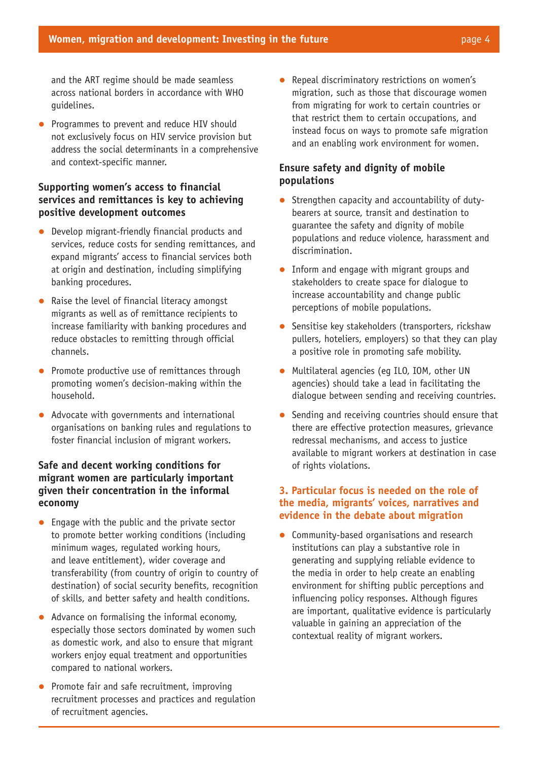and the ART regime should be made seamless across national borders in accordance with WHO guidelines.

- Programmes to prevent and reduce HIV should not exclusively focus on HIV service provision but address the social determinants in a comprehensive and context-specific manner.

**Supporting women's access to financial services and remittances is key to achieving positive development outcomes**

- Develop migrant-friendly financial products and services, reduce costs for sending remittances, and expand migrants' access to financial services both at origin and destination, including simplifying banking procedures.
- Raise the level of financial literacy amongst migrants as well as of remittance recipients to increase familiarity with banking procedures and reduce obstacles to remitting through official channels.
- Promote productive use of remittances through promoting women's decision-making within the household.
- Advocate with governments and international organisations on banking rules and regulations to foster financial inclusion of migrant workers.

**Safe and decent working conditions for migrant women are particularly important given their concentration in the informal economy**

- Engage with the public and the private sector to promote better working conditions (including minimum wages, regulated working hours, and leave entitlement), wider coverage and transferability (from country of origin to country of destination) of social security benefits, recognition of skills, and better safety and health conditions.
- Advance on formalising the informal economy, especially those sectors dominated by women such as domestic work, and also to ensure that migrant workers enjoy equal treatment and opportunities compared to national workers.
- Promote fair and safe recruitment, improving recruitment processes and practices and regulation of recruitment agencies.
- Repeal discriminatory restrictions on women's migration, such as those that discourage women from migrating for work to certain countries or that restrict them to certain occupations, and instead focus on ways to promote safe migration and an enabling work environment for women.

**Ensure safety and dignity of mobile populations**

- Strengthen capacity and accountability of duty-bearers at source, transit and destination to guarantee the safety and dignity of mobile populations and reduce violence, harassment and discrimination.
- Inform and engage with migrant groups and stakeholders to create space for dialogue to increase accountability and change public perceptions of mobile populations.
- Sensitise key stakeholders (transporters, rickshaw pullers, hoteliers, employers) so that they can play a positive role in promoting safe mobility.
- Multilateral agencies (eg ILO, IOM, other UN agencies) should take a lead in facilitating the dialogue between sending and receiving countries.
- Sending and receiving countries should ensure that there are effective protection measures, grievance redressal mechanisms, and access to justice available to migrant workers at destination in case of rights violations.

### 3. Particular focus is needed on the role of the media, migrants' voices, narratives and evidence in the debate about migration

- Community-based organisations and research institutions can play a substantive role in generating and supplying reliable evidence to the media in order to help create an enabling environment for shifting public perceptions and influencing policy responses. Although figures are important, qualitative evidence is particularly valuable in gaining an appreciation of the contextual reality of migrant workers.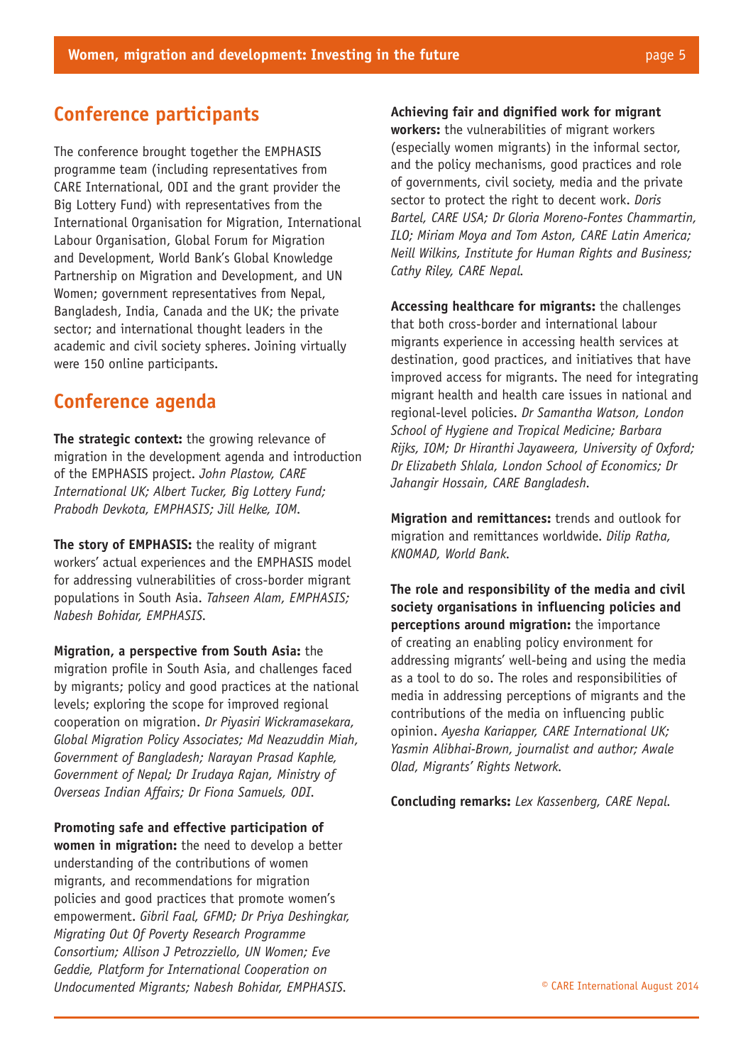## Conference participants

The conference brought together the EMPHASIS programme team (including representatives from CARE International, ODI and the grant provider the Big Lottery Fund) with representatives from the International Organisation for Migration, International Labour Organisation, Global Forum for Migration and Development, World Bank's Global Knowledge Partnership on Migration and Development, and UN Women; government representatives from Nepal, Bangladesh, India, Canada and the UK; the private sector; and international thought leaders in the academic and civil society spheres. Joining virtually were 150 online participants.

## Conference agenda

**The strategic context:** the growing relevance of migration in the development agenda and introduction of the EMPHASIS project. *John Plastow, CARE International UK; Albert Tucker, Big Lottery Fund; Prabodh Devkota, EMPHASIS; Jill Helke, IOM.*

**The story of EMPHASIS:** the reality of migrant workers' actual experiences and the EMPHASIS model for addressing vulnerabilities of cross-border migrant populations in South Asia. *Tahseen Alam, EMPHASIS; Nabesh Bohidar, EMPHASIS.*

**Migration, a perspective from South Asia:** the migration profile in South Asia, and challenges faced by migrants; policy and good practices at the national levels; exploring the scope for improved regional cooperation on migration. *Dr Piyasiri Wickramasekara, Global Migration Policy Associates; Md Neazuddin Miah, Government of Bangladesh; Narayan Prasad Kaphle, Government of Nepal; Dr Irudaya Rajan, Ministry of Overseas Indian Affairs; Dr Fiona Samuels, ODI.*

**Promoting safe and effective participation of women in migration:** the need to develop a better understanding of the contributions of women migrants, and recommendations for migration policies and good practices that promote women's empowerment. *Gibril Faal, GFMD; Dr Priya Deshingkar, Migrating Out Of Poverty Research Programme Consortium; Allison J Petrozziello, UN Women; Eve Geddie, Platform for International Cooperation on Undocumented Migrants; Nabesh Bohidar, EMPHASIS.*

**Achieving fair and dignified work for migrant workers:** the vulnerabilities of migrant workers (especially women migrants) in the informal sector, and the policy mechanisms, good practices and role of governments, civil society, media and the private sector to protect the right to decent work. *Doris Bartel, CARE USA; Dr Gloria Moreno-Fontes Chammartin, ILO; Miriam Moya and Tom Aston, CARE Latin America; Neill Wilkins, Institute for Human Rights and Business; Cathy Riley, CARE Nepal.*

**Accessing healthcare for migrants:** the challenges that both cross-border and international labour migrants experience in accessing health services at destination, good practices, and initiatives that have improved access for migrants. The need for integrating migrant health and health care issues in national and regional-level policies. *Dr Samantha Watson, London School of Hygiene and Tropical Medicine; Barbara Rijks, IOM; Dr Hiranthi Jayaweera, University of Oxford; Dr Elizabeth Shlala, London School of Economics; Dr Jahangir Hossain, CARE Bangladesh.*

**Migration and remittances:** trends and outlook for migration and remittances worldwide. *Dilip Ratha, KNOMAD, World Bank.*

**The role and responsibility of the media and civil society organisations in influencing policies and perceptions around migration:** the importance of creating an enabling policy environment for addressing migrants' well-being and using the media as a tool to do so. The roles and responsibilities of media in addressing perceptions of migrants and the contributions of the media on influencing public opinion. *Ayesha Kariapper, CARE International UK; Yasmin Alibhai-Brown, journalist and author; Awale Olad, Migrants' Rights Network.*

**Concluding remarks:** *Lex Kassenberg, CARE Nepal.*

© CARE International August 2014